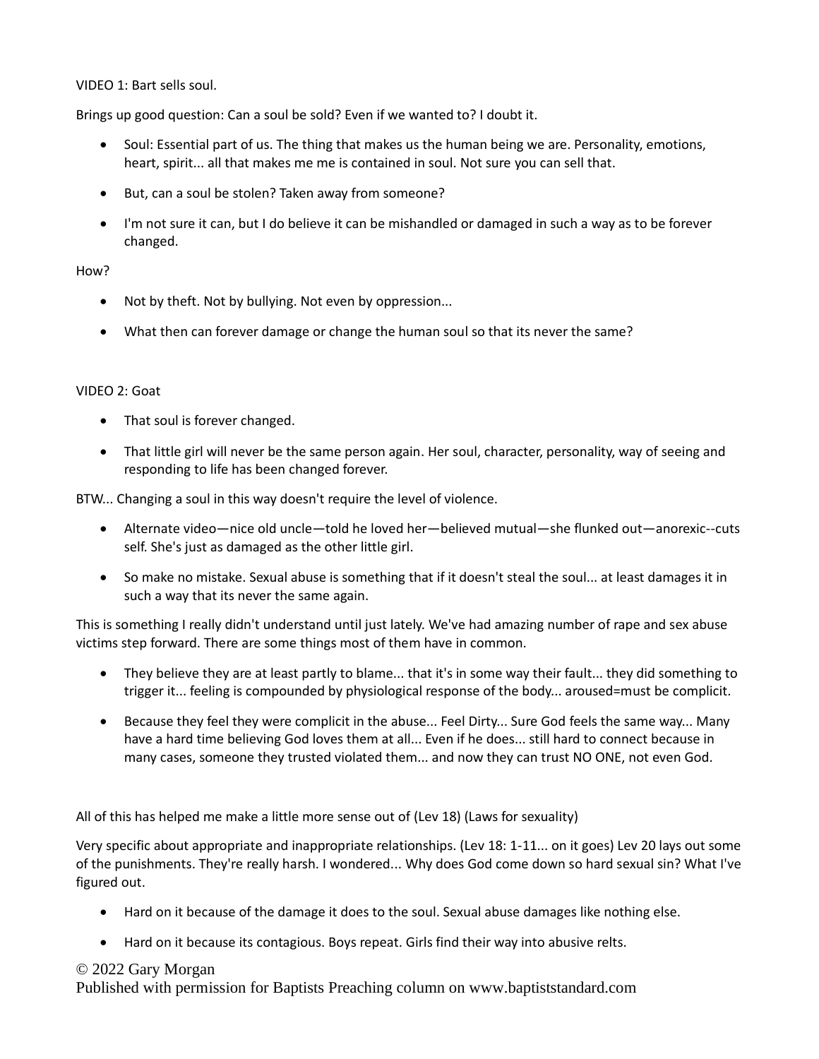VIDEO 1: Bart sells soul.

Brings up good question: Can a soul be sold? Even if we wanted to? I doubt it.

- Soul: Essential part of us. The thing that makes us the human being we are. Personality, emotions, heart, spirit... all that makes me me is contained in soul. Not sure you can sell that.
- But, can a soul be stolen? Taken away from someone?
- I'm not sure it can, but I do believe it can be mishandled or damaged in such a way as to be forever changed.

How?

- Not by theft. Not by bullying. Not even by oppression...
- What then can forever damage or change the human soul so that its never the same?

VIDEO 2: Goat

- That soul is forever changed.
- That little girl will never be the same person again. Her soul, character, personality, way of seeing and responding to life has been changed forever.

BTW... Changing a soul in this way doesn't require the level of violence.

- Alternate video—nice old uncle—told he loved her—believed mutual—she flunked out—anorexic--cuts self. She's just as damaged as the other little girl.
- So make no mistake. Sexual abuse is something that if it doesn't steal the soul... at least damages it in such a way that its never the same again.

This is something I really didn't understand until just lately. We've had amazing number of rape and sex abuse victims step forward. There are some things most of them have in common.

- They believe they are at least partly to blame... that it's in some way their fault... they did something to trigger it... feeling is compounded by physiological response of the body... aroused=must be complicit.
- Because they feel they were complicit in the abuse... Feel Dirty... Sure God feels the same way... Many have a hard time believing God loves them at all... Even if he does... still hard to connect because in many cases, someone they trusted violated them... and now they can trust NO ONE, not even God.

All of this has helped me make a little more sense out of (Lev 18) (Laws for sexuality)

Very specific about appropriate and inappropriate relationships. (Lev 18: 1-11... on it goes) Lev 20 lays out some of the punishments. They're really harsh. I wondered... Why does God come down so hard sexual sin? What I've figured out.

- Hard on it because of the damage it does to the soul. Sexual abuse damages like nothing else.
- Hard on it because its contagious. Boys repeat. Girls find their way into abusive relts.

© 2022 Gary Morgan
Published with permission for Baptists Preaching column on www.baptiststandard.com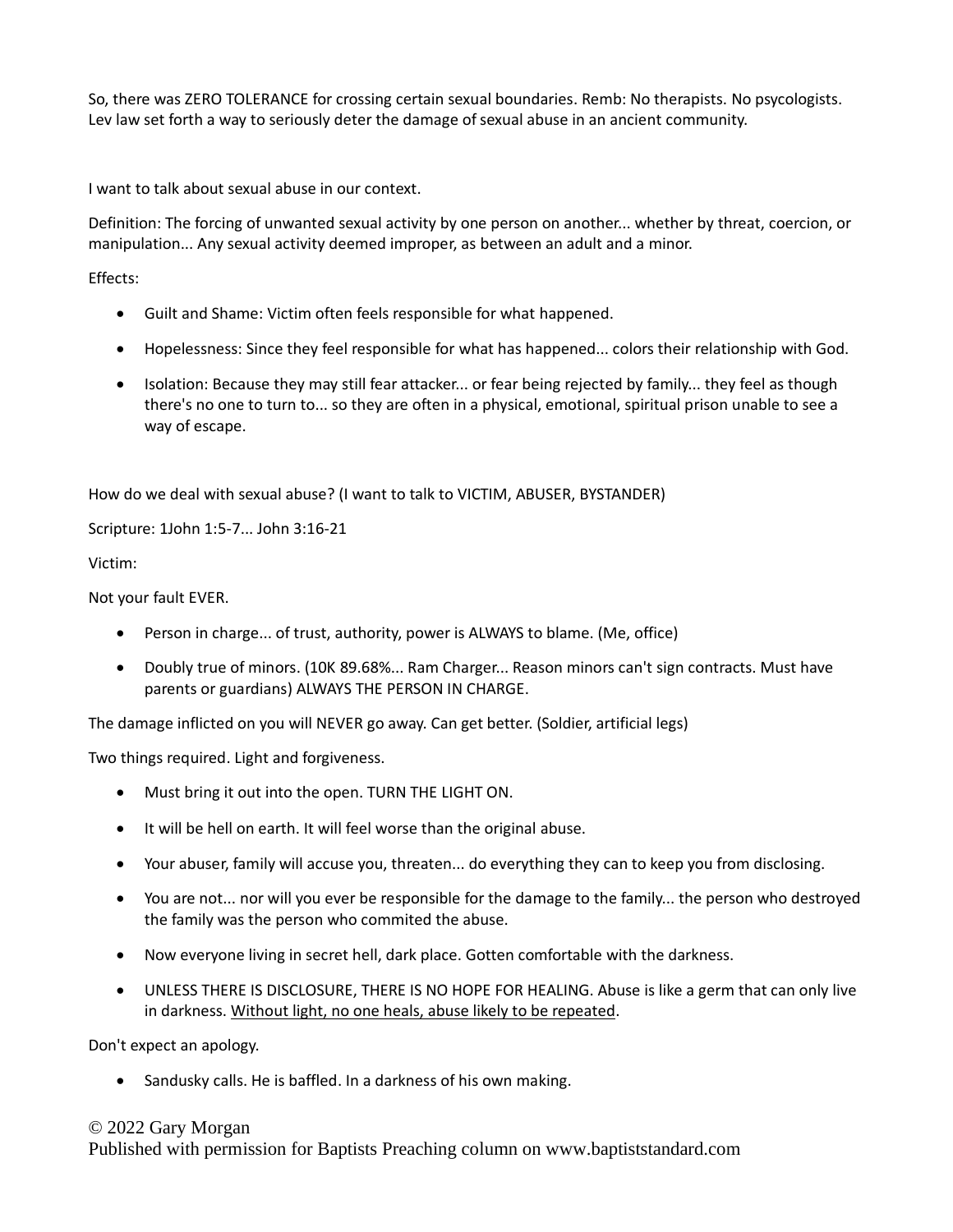So, there was ZERO TOLERANCE for crossing certain sexual boundaries. Remb: No therapists. No psycologists. Lev law set forth a way to seriously deter the damage of sexual abuse in an ancient community.

I want to talk about sexual abuse in our context.

Definition: The forcing of unwanted sexual activity by one person on another... whether by threat, coercion, or manipulation... Any sexual activity deemed improper, as between an adult and a minor.

Effects:

- Guilt and Shame: Victim often feels responsible for what happened.
- Hopelessness: Since they feel responsible for what has happened... colors their relationship with God.
- Isolation: Because they may still fear attacker... or fear being rejected by family... they feel as though there's no one to turn to... so they are often in a physical, emotional, spiritual prison unable to see a way of escape.

How do we deal with sexual abuse? (I want to talk to VICTIM, ABUSER, BYSTANDER)

Scripture: 1John 1:5-7... John 3:16-21

Victim:

Not your fault EVER.

- Person in charge... of trust, authority, power is ALWAYS to blame. (Me, office)
- Doubly true of minors. (10K 89.68%... Ram Charger... Reason minors can't sign contracts. Must have parents or guardians) ALWAYS THE PERSON IN CHARGE.

The damage inflicted on you will NEVER go away. Can get better. (Soldier, artificial legs)

Two things required. Light and forgiveness.

- Must bring it out into the open. TURN THE LIGHT ON.
- It will be hell on earth. It will feel worse than the original abuse.
- Your abuser, family will accuse you, threaten... do everything they can to keep you from disclosing.
- You are not... nor will you ever be responsible for the damage to the family... the person who destroyed the family was the person who commited the abuse.
- Now everyone living in secret hell, dark place. Gotten comfortable with the darkness.
- UNLESS THERE IS DISCLOSURE, THERE IS NO HOPE FOR HEALING. Abuse is like a germ that can only live in darkness. <u>Without light, no one heals, abuse likely to be repeated</u>.

Don't expect an apology.

- Sandusky calls. He is baffled. In a darkness of his own making.

© 2022 Gary Morgan
Published with permission for Baptists Preaching column on www.baptiststandard.com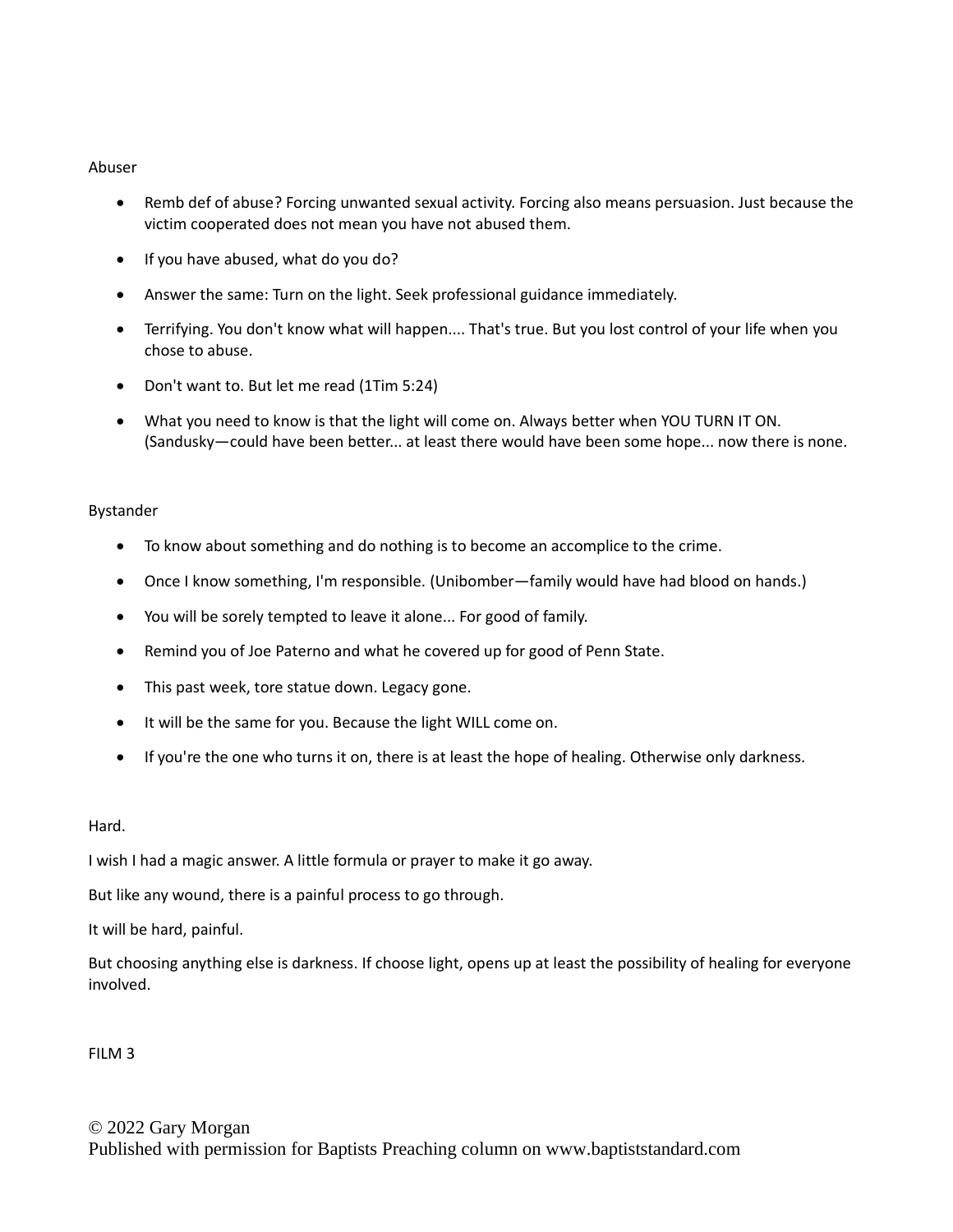Abuser

- Remb def of abuse? Forcing unwanted sexual activity. Forcing also means persuasion. Just because the victim cooperated does not mean you have not abused them.
- If you have abused, what do you do?
- Answer the same: Turn on the light. Seek professional guidance immediately.
- Terrifying. You don't know what will happen.... That's true. But you lost control of your life when you chose to abuse.
- Don't want to. But let me read (1Tim 5:24)
- What you need to know is that the light will come on. Always better when YOU TURN IT ON. (Sandusky—could have been better... at least there would have been some hope... now there is none.

Bystander

- To know about something and do nothing is to become an accomplice to the crime.
- Once I know something, I'm responsible. (Unibomber—family would have had blood on hands.)
- You will be sorely tempted to leave it alone... For good of family.
- Remind you of Joe Paterno and what he covered up for good of Penn State.
- This past week, tore statue down. Legacy gone.
- It will be the same for you. Because the light WILL come on.
- If you're the one who turns it on, there is at least the hope of healing. Otherwise only darkness.

Hard.

I wish I had a magic answer. A little formula or prayer to make it go away.

But like any wound, there is a painful process to go through.

It will be hard, painful.

But choosing anything else is darkness. If choose light, opens up at least the possibility of healing for everyone involved.

FILM 3

© 2022 Gary Morgan
Published with permission for Baptists Preaching column on www.baptiststandard.com